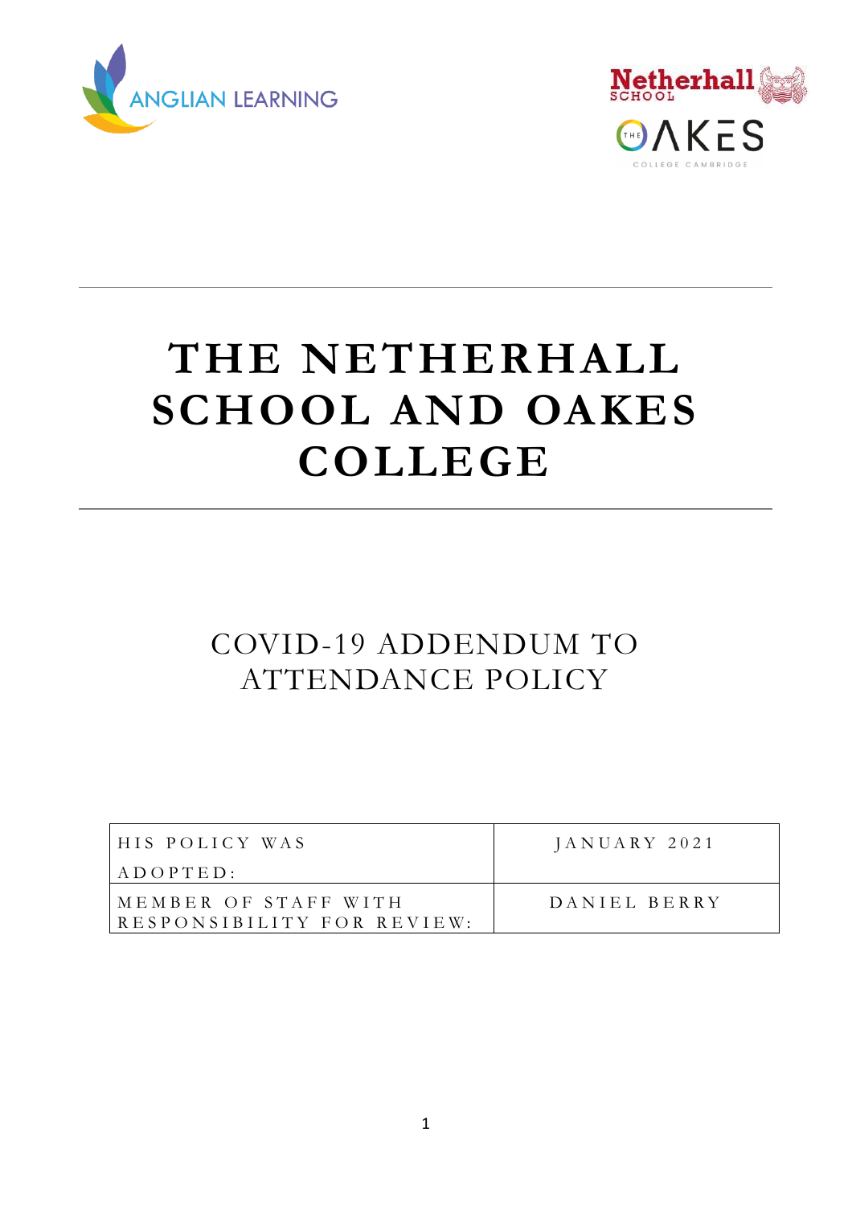ANGLIAN LEARNING

Netherhall SCHOOL

THE OAKES COLLEGE CAMBRIDGE

# THE NETHERHALL SCHOOL AND OAKES COLLEGE

## COVID-19 ADDENDUM TO ATTENDANCE POLICY

| HIS POLICY WAS ADOPTED: | JANUARY 2021 |
|---|---|
| MEMBER OF STAFF WITH RESPONSIBILITY FOR REVIEW: | DANIEL BERRY |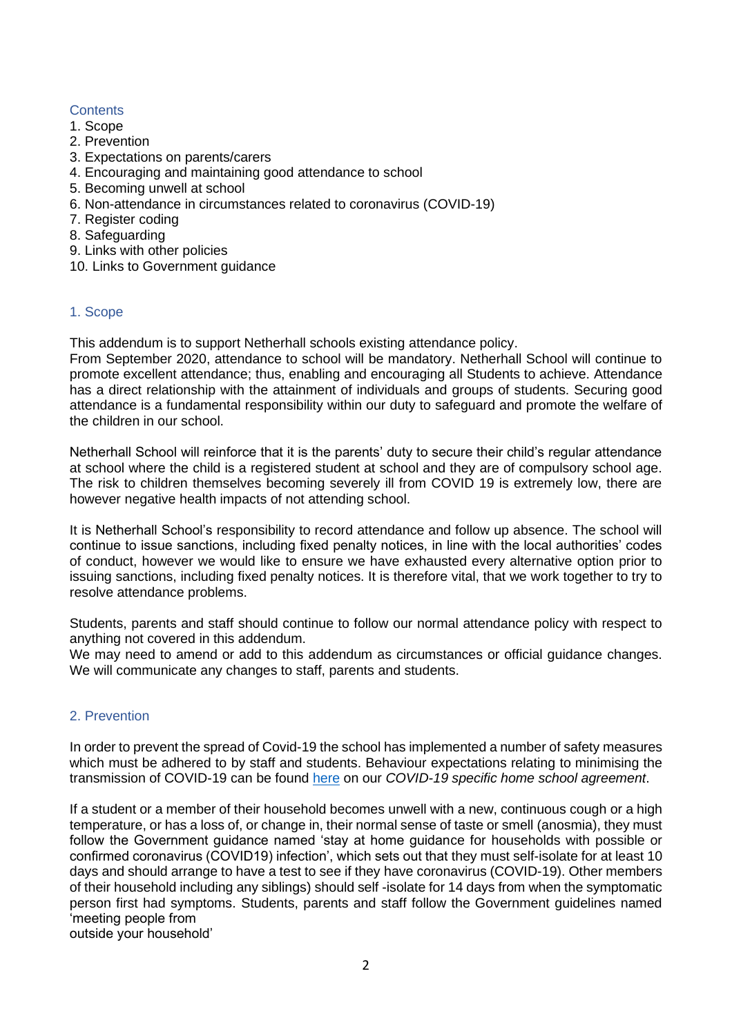## Contents

1. Scope
2. Prevention
3. Expectations on parents/carers
4. Encouraging and maintaining good attendance to school
5. Becoming unwell at school
6. Non-attendance in circumstances related to coronavirus (COVID-19)
7. Register coding
8. Safeguarding
9. Links with other policies
10. Links to Government guidance

## 1. Scope

This addendum is to support Netherhall schools existing attendance policy.
From September 2020, attendance to school will be mandatory. Netherhall School will continue to promote excellent attendance; thus, enabling and encouraging all Students to achieve. Attendance has a direct relationship with the attainment of individuals and groups of students. Securing good attendance is a fundamental responsibility within our duty to safeguard and promote the welfare of the children in our school.

Netherhall School will reinforce that it is the parents' duty to secure their child's regular attendance at school where the child is a registered student at school and they are of compulsory school age. The risk to children themselves becoming severely ill from COVID 19 is extremely low, there are however negative health impacts of not attending school.

It is Netherhall School's responsibility to record attendance and follow up absence. The school will continue to issue sanctions, including fixed penalty notices, in line with the local authorities' codes of conduct, however we would like to ensure we have exhausted every alternative option prior to issuing sanctions, including fixed penalty notices. It is therefore vital, that we work together to try to resolve attendance problems.

Students, parents and staff should continue to follow our normal attendance policy with respect to anything not covered in this addendum.
We may need to amend or add to this addendum as circumstances or official guidance changes. We will communicate any changes to staff, parents and students.

## 2. Prevention

In order to prevent the spread of Covid-19 the school has implemented a number of safety measures which must be adhered to by staff and students. Behaviour expectations relating to minimising the transmission of COVID-19 can be found here on our *COVID-19 specific home school agreement*.

If a student or a member of their household becomes unwell with a new, continuous cough or a high temperature, or has a loss of, or change in, their normal sense of taste or smell (anosmia), they must follow the Government guidance named 'stay at home guidance for households with possible or confirmed coronavirus (COVID19) infection', which sets out that they must self-isolate for at least 10 days and should arrange to have a test to see if they have coronavirus (COVID-19). Other members of their household including any siblings) should self -isolate for 14 days from when the symptomatic person first had symptoms. Students, parents and staff follow the Government guidelines named 'meeting people from outside your household'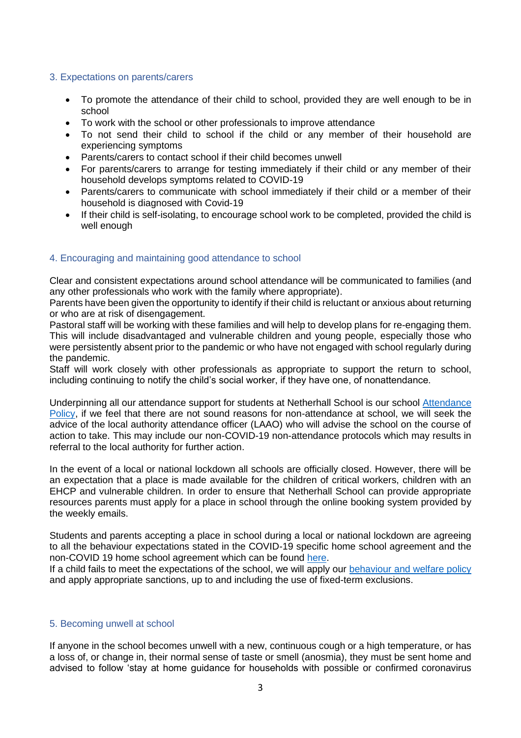## 3. Expectations on parents/carers

- To promote the attendance of their child to school, provided they are well enough to be in school
- To work with the school or other professionals to improve attendance
- To not send their child to school if the child or any member of their household are experiencing symptoms
- Parents/carers to contact school if their child becomes unwell
- For parents/carers to arrange for testing immediately if their child or any member of their household develops symptoms related to COVID-19
- Parents/carers to communicate with school immediately if their child or a member of their household is diagnosed with Covid-19
- If their child is self-isolating, to encourage school work to be completed, provided the child is well enough

## 4. Encouraging and maintaining good attendance to school

Clear and consistent expectations around school attendance will be communicated to families (and any other professionals who work with the family where appropriate).
Parents have been given the opportunity to identify if their child is reluctant or anxious about returning or who are at risk of disengagement.
Pastoral staff will be working with these families and will help to develop plans for re-engaging them. This will include disadvantaged and vulnerable children and young people, especially those who were persistently absent prior to the pandemic or who have not engaged with school regularly during the pandemic.
Staff will work closely with other professionals as appropriate to support the return to school, including continuing to notify the child's social worker, if they have one, of nonattendance.

Underpinning all our attendance support for students at Netherhall School is our school [Attendance Policy](), if we feel that there are not sound reasons for non-attendance at school, we will seek the advice of the local authority attendance officer (LAAO) who will advise the school on the course of action to take. This may include our non-COVID-19 non-attendance protocols which may results in referral to the local authority for further action.

In the event of a local or national lockdown all schools are officially closed. However, there will be an expectation that a place is made available for the children of critical workers, children with an EHCP and vulnerable children. In order to ensure that Netherhall School can provide appropriate resources parents must apply for a place in school through the online booking system provided by the weekly emails.

Students and parents accepting a place in school during a local or national lockdown are agreeing to all the behaviour expectations stated in the COVID-19 specific home school agreement and the non-COVID 19 home school agreement which can be found [here]().
If a child fails to meet the expectations of the school, we will apply our [behaviour and welfare policy]() and apply appropriate sanctions, up to and including the use of fixed-term exclusions.

## 5. Becoming unwell at school

If anyone in the school becomes unwell with a new, continuous cough or a high temperature, or has a loss of, or change in, their normal sense of taste or smell (anosmia), they must be sent home and advised to follow 'stay at home guidance for households with possible or confirmed coronavirus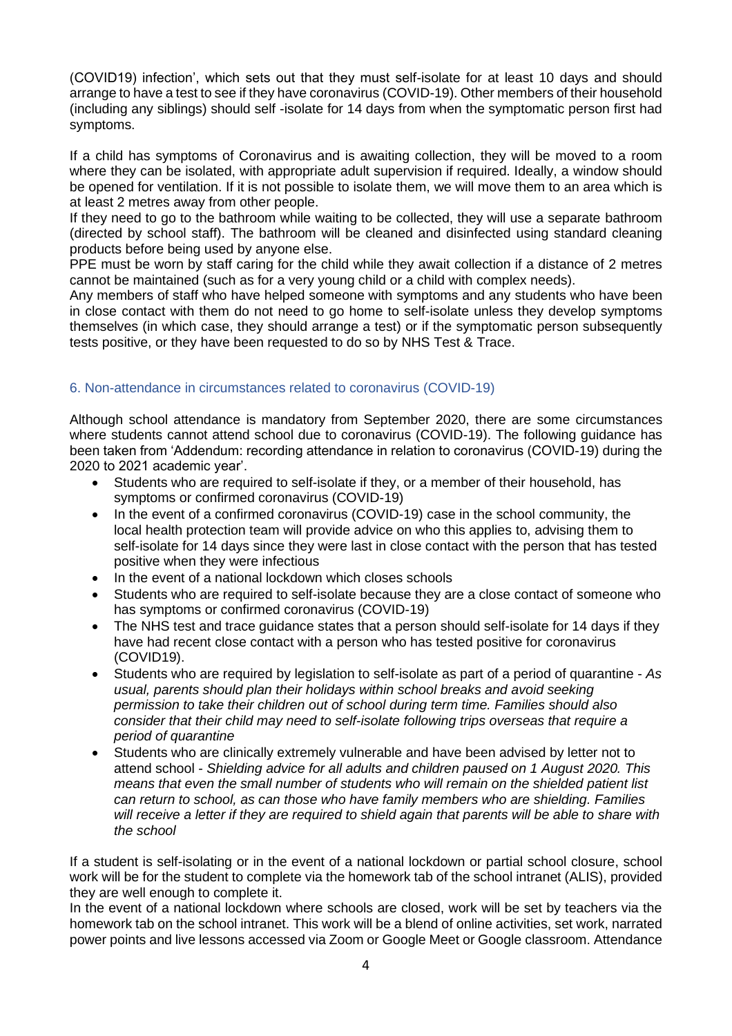(COVID19) infection', which sets out that they must self-isolate for at least 10 days and should arrange to have a test to see if they have coronavirus (COVID-19). Other members of their household (including any siblings) should self -isolate for 14 days from when the symptomatic person first had symptoms.

If a child has symptoms of Coronavirus and is awaiting collection, they will be moved to a room where they can be isolated, with appropriate adult supervision if required. Ideally, a window should be opened for ventilation. If it is not possible to isolate them, we will move them to an area which is at least 2 metres away from other people.
If they need to go to the bathroom while waiting to be collected, they will use a separate bathroom (directed by school staff). The bathroom will be cleaned and disinfected using standard cleaning products before being used by anyone else.
PPE must be worn by staff caring for the child while they await collection if a distance of 2 metres cannot be maintained (such as for a very young child or a child with complex needs).
Any members of staff who have helped someone with symptoms and any students who have been in close contact with them do not need to go home to self-isolate unless they develop symptoms themselves (in which case, they should arrange a test) or if the symptomatic person subsequently tests positive, or they have been requested to do so by NHS Test & Trace.

## 6. Non-attendance in circumstances related to coronavirus (COVID-19)

Although school attendance is mandatory from September 2020, there are some circumstances where students cannot attend school due to coronavirus (COVID-19). The following guidance has been taken from 'Addendum: recording attendance in relation to coronavirus (COVID-19) during the 2020 to 2021 academic year'.

- Students who are required to self-isolate if they, or a member of their household, has symptoms or confirmed coronavirus (COVID-19)
- In the event of a confirmed coronavirus (COVID-19) case in the school community, the local health protection team will provide advice on who this applies to, advising them to self-isolate for 14 days since they were last in close contact with the person that has tested positive when they were infectious
- In the event of a national lockdown which closes schools
- Students who are required to self-isolate because they are a close contact of someone who has symptoms or confirmed coronavirus (COVID-19)
- The NHS test and trace guidance states that a person should self-isolate for 14 days if they have had recent close contact with a person who has tested positive for coronavirus (COVID19).
- Students who are required by legislation to self-isolate as part of a period of quarantine - *As usual, parents should plan their holidays within school breaks and avoid seeking permission to take their children out of school during term time. Families should also consider that their child may need to self-isolate following trips overseas that require a period of quarantine*
- Students who are clinically extremely vulnerable and have been advised by letter not to attend school - *Shielding advice for all adults and children paused on 1 August 2020. This means that even the small number of students who will remain on the shielded patient list can return to school, as can those who have family members who are shielding. Families will receive a letter if they are required to shield again that parents will be able to share with the school*

If a student is self-isolating or in the event of a national lockdown or partial school closure, school work will be for the student to complete via the homework tab of the school intranet (ALIS), provided they are well enough to complete it.
In the event of a national lockdown where schools are closed, work will be set by teachers via the homework tab on the school intranet. This work will be a blend of online activities, set work, narrated power points and live lessons accessed via Zoom or Google Meet or Google classroom. Attendance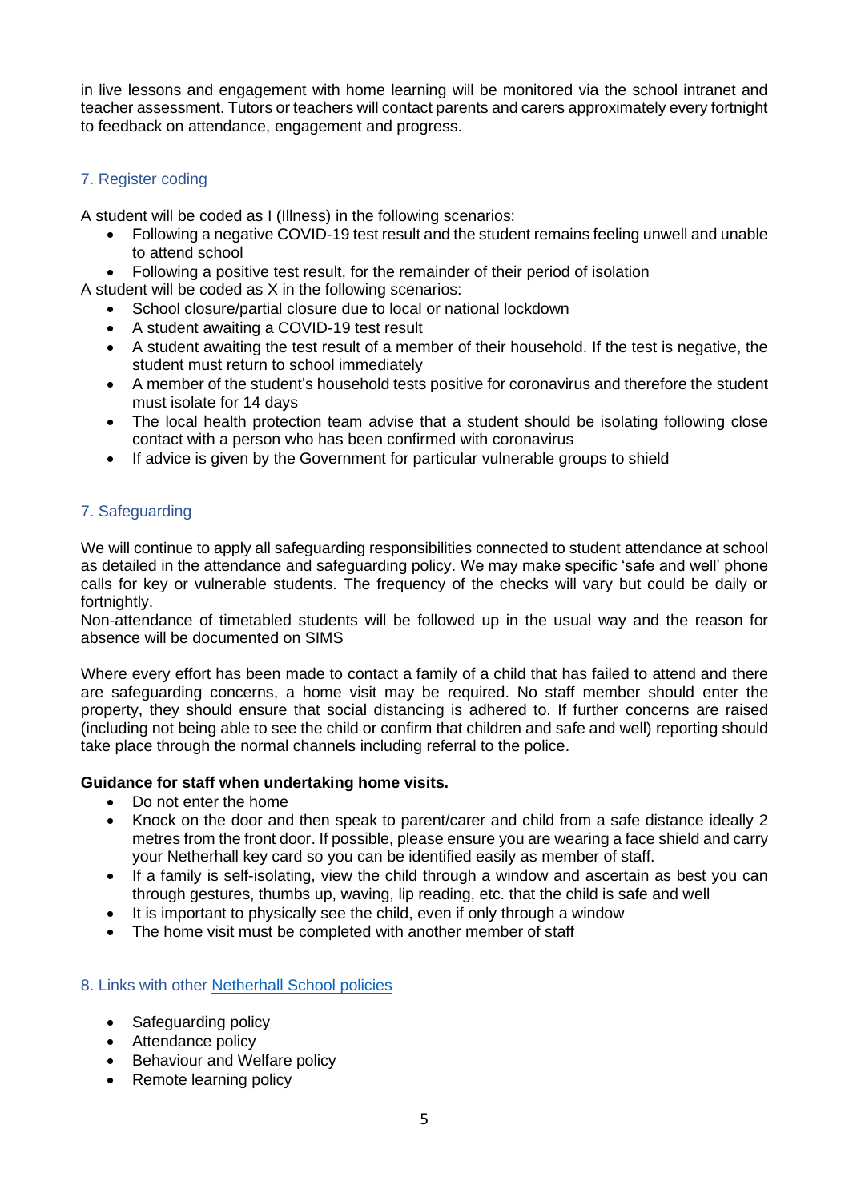in live lessons and engagement with home learning will be monitored via the school intranet and teacher assessment. Tutors or teachers will contact parents and carers approximately every fortnight to feedback on attendance, engagement and progress.

## 7. Register coding

A student will be coded as I (Illness) in the following scenarios:

- Following a negative COVID-19 test result and the student remains feeling unwell and unable to attend school
- Following a positive test result, for the remainder of their period of isolation

A student will be coded as X in the following scenarios:

- School closure/partial closure due to local or national lockdown
- A student awaiting a COVID-19 test result
- A student awaiting the test result of a member of their household. If the test is negative, the student must return to school immediately
- A member of the student's household tests positive for coronavirus and therefore the student must isolate for 14 days
- The local health protection team advise that a student should be isolating following close contact with a person who has been confirmed with coronavirus
- If advice is given by the Government for particular vulnerable groups to shield

## 7. Safeguarding

We will continue to apply all safeguarding responsibilities connected to student attendance at school as detailed in the attendance and safeguarding policy. We may make specific 'safe and well' phone calls for key or vulnerable students. The frequency of the checks will vary but could be daily or fortnightly.
Non-attendance of timetabled students will be followed up in the usual way and the reason for absence will be documented on SIMS

Where every effort has been made to contact a family of a child that has failed to attend and there are safeguarding concerns, a home visit may be required. No staff member should enter the property, they should ensure that social distancing is adhered to. If further concerns are raised (including not being able to see the child or confirm that children and safe and well) reporting should take place through the normal channels including referral to the police.

**Guidance for staff when undertaking home visits.**

- Do not enter the home
- Knock on the door and then speak to parent/carer and child from a safe distance ideally 2 metres from the front door. If possible, please ensure you are wearing a face shield and carry your Netherhall key card so you can be identified easily as member of staff.
- If a family is self-isolating, view the child through a window and ascertain as best you can through gestures, thumbs up, waving, lip reading, etc. that the child is safe and well
- It is important to physically see the child, even if only through a window
- The home visit must be completed with another member of staff

## 8. Links with other Netherhall School policies

- Safeguarding policy
- Attendance policy
- Behaviour and Welfare policy
- Remote learning policy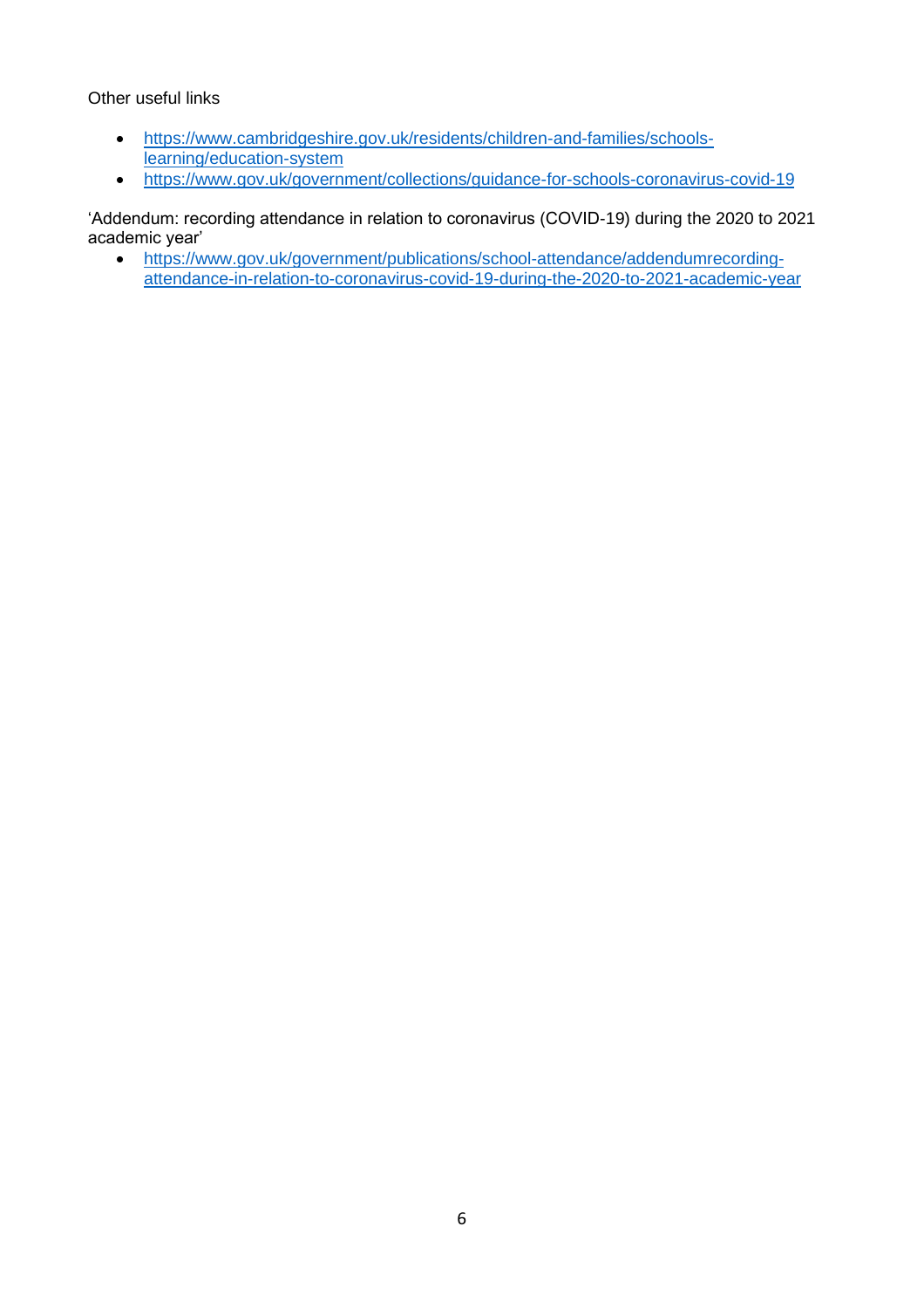Other useful links

- https://www.cambridgeshire.gov.uk/residents/children-and-families/schools-learning/education-system
- https://www.gov.uk/government/collections/guidance-for-schools-coronavirus-covid-19

'Addendum: recording attendance in relation to coronavirus (COVID-19) during the 2020 to 2021 academic year'

- https://www.gov.uk/government/publications/school-attendance/addendumrecording-attendance-in-relation-to-coronavirus-covid-19-during-the-2020-to-2021-academic-year